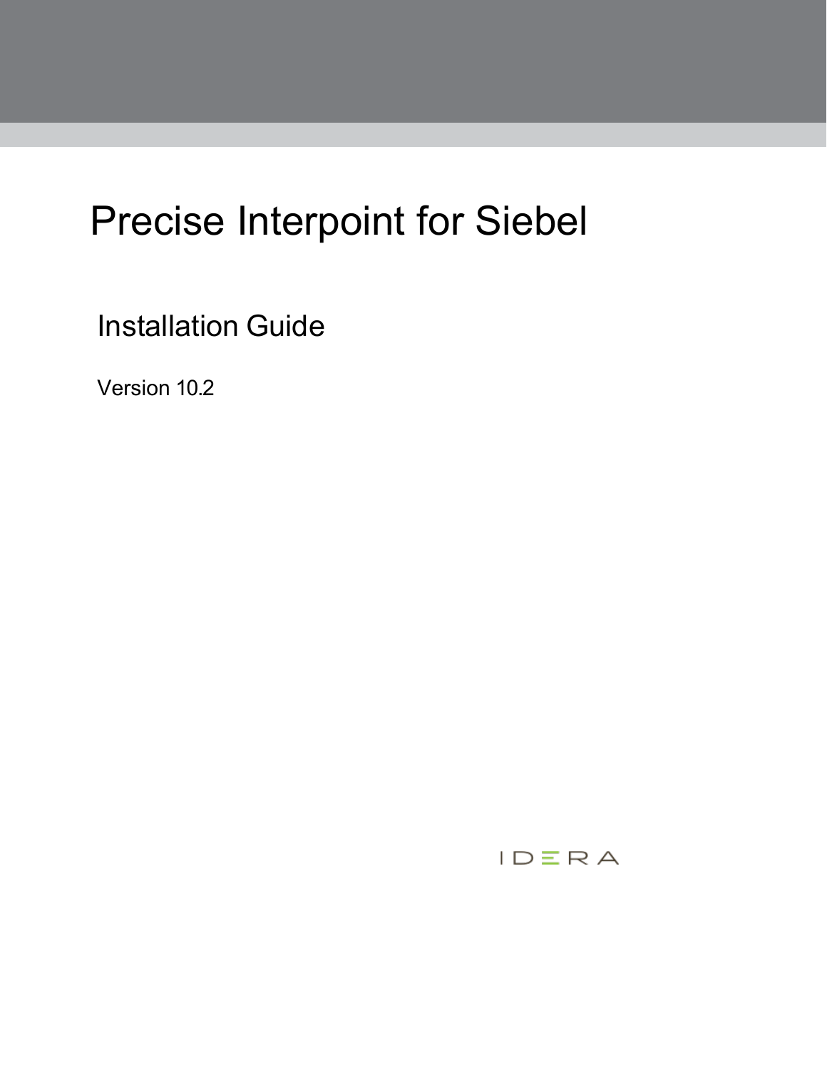# Precise Interpoint for Siebel

## Installation Guide

Version 10.2

IDERA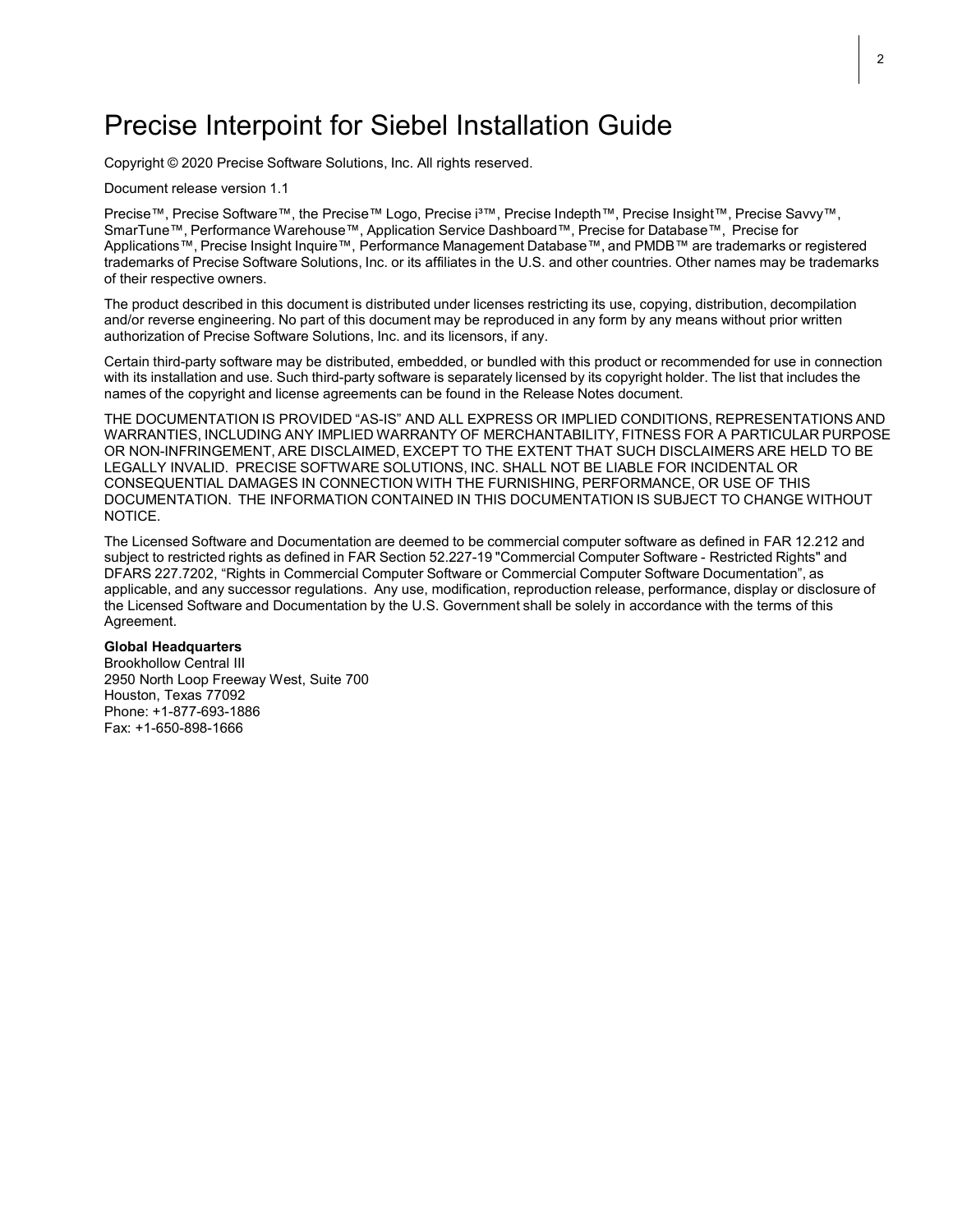# Precise Interpoint for Siebel Installation Guide

Copyright © 2020 Precise Software Solutions, Inc. All rights reserved.

Document release version 1.1

Precise™, Precise Software™, the Precise™ Logo, Precise i³™, Precise Indepth™, Precise Insight™, Precise Savvy™, SmarTune™, Performance Warehouse™, Application Service Dashboard™, Precise for Database™, Precise for Applications™, Precise Insight Inquire™, Performance Management Database™, and PMDB™ are trademarks or registered trademarks of Precise Software Solutions, Inc. or its affiliates in the U.S. and other countries. Other names may be trademarks of their respective owners.

The product described in this document is distributed under licenses restricting its use, copying, distribution, decompilation and/or reverse engineering. No part of this document may be reproduced in any form by any means without prior written authorization of Precise Software Solutions, Inc. and its licensors, if any.

Certain third-party software may be distributed, embedded, or bundled with this product or recommended for use in connection with its installation and use. Such third-party software is separately licensed by its copyright holder. The list that includes the names of the copyright and license agreements can be found in the Release Notes document.

THE DOCUMENTATION IS PROVIDED "AS-IS" AND ALL EXPRESS OR IMPLIED CONDITIONS, REPRESENTATIONS AND WARRANTIES, INCLUDING ANY IMPLIED WARRANTY OF MERCHANTABILITY, FITNESS FOR A PARTICULAR PURPOSE OR NON-INFRINGEMENT, ARE DISCLAIMED, EXCEPT TO THE EXTENT THAT SUCH DISCLAIMERS ARE HELD TO BE LEGALLY INVALID. PRECISE SOFTWARE SOLUTIONS, INC. SHALL NOT BE LIABLE FOR INCIDENTAL OR CONSEQUENTIAL DAMAGES IN CONNECTION WITH THE FURNISHING, PERFORMANCE, OR USE OF THIS DOCUMENTATION. THE INFORMATION CONTAINED IN THIS DOCUMENTATION IS SUBJECT TO CHANGE WITHOUT NOTICE.

The Licensed Software and Documentation are deemed to be commercial computer software as defined in FAR 12.212 and subject to restricted rights as defined in FAR Section 52.227-19 "Commercial Computer Software - Restricted Rights" and DFARS 227.7202, "Rights in Commercial Computer Software or Commercial Computer Software Documentation", as applicable, and any successor regulations. Any use, modification, reproduction release, performance, display or disclosure of the Licensed Software and Documentation by the U.S. Government shall be solely in accordance with the terms of this Agreement.

**Global Headquarters**
Brookhollow Central III
2950 North Loop Freeway West, Suite 700
Houston, Texas 77092
Phone: +1-877-693-1886
Fax: +1-650-898-1666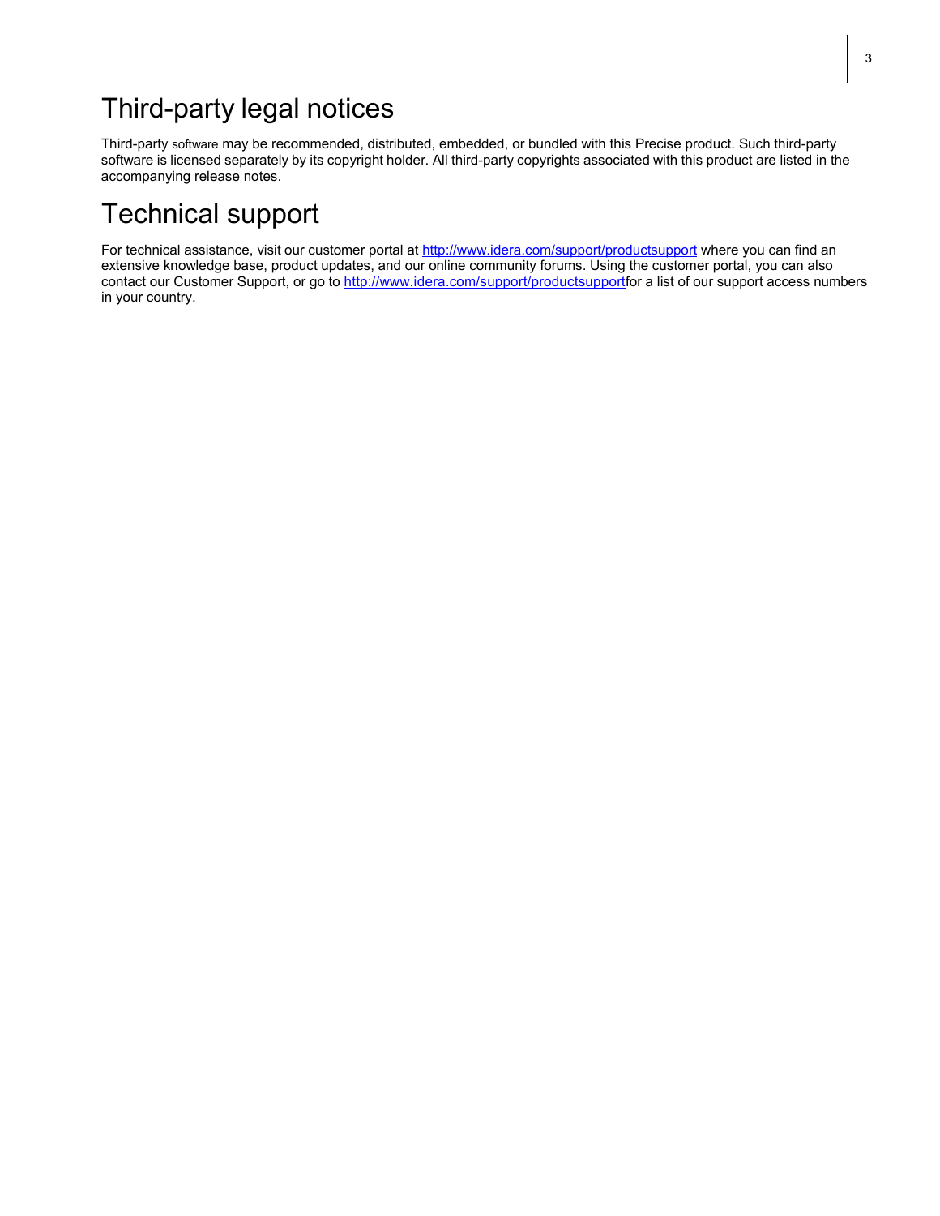# Third-party legal notices

Third-party software may be recommended, distributed, embedded, or bundled with this Precise product. Such third-party software is licensed separately by its copyright holder. All third-party copyrights associated with this product are listed in the accompanying release notes.

# Technical support

For technical assistance, visit our customer portal at http://www.idera.com/support/productsupport where you can find an extensive knowledge base, product updates, and our online community forums. Using the customer portal, you can also contact our Customer Support, or go to http://www.idera.com/support/productsupportfor a list of our support access numbers in your country.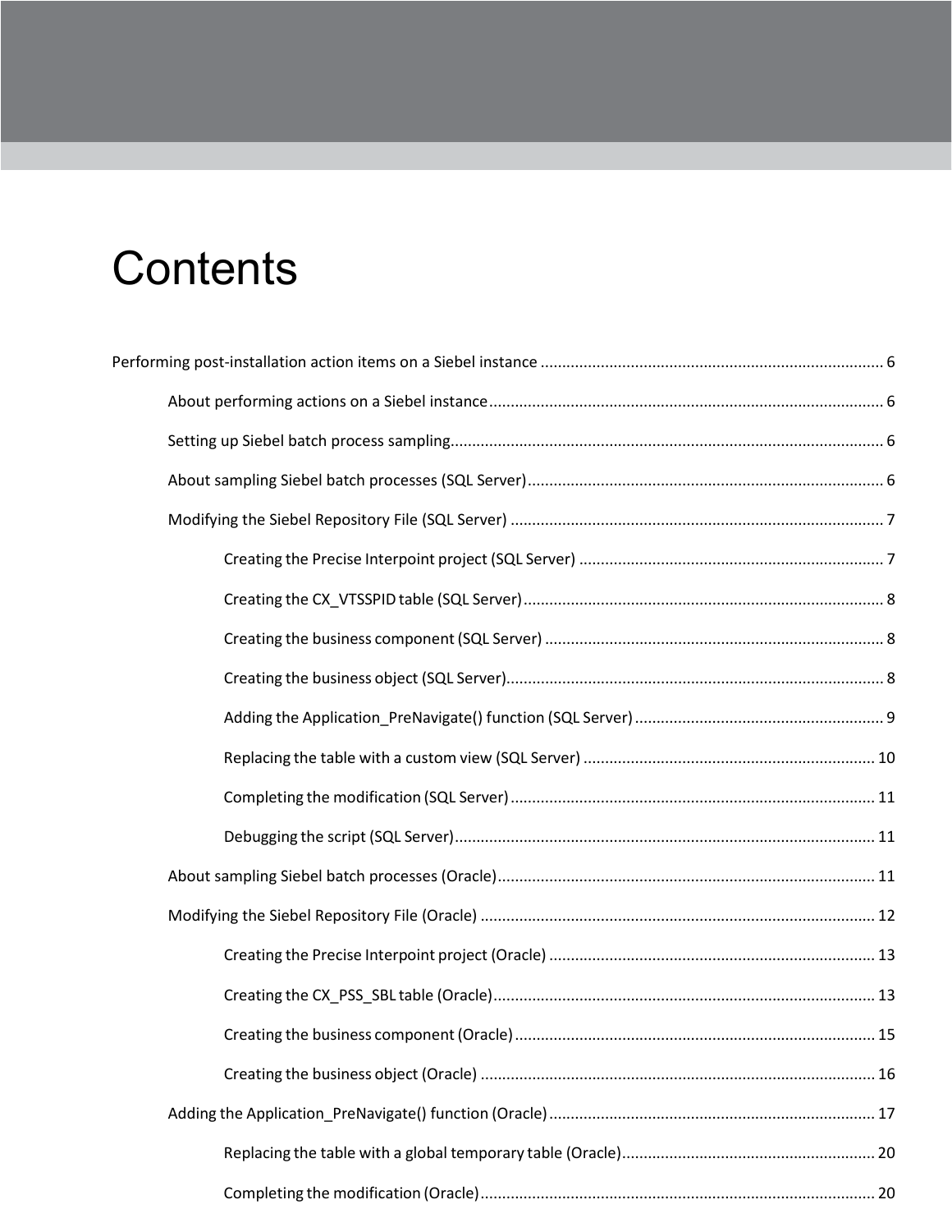# Contents

Performing post-installation action items on a Siebel instance ............................................................................... 6

- About performing actions on a Siebel instance........................................................................................... 6
- Setting up Siebel batch process sampling.................................................................................................... 6
- About sampling Siebel batch processes (SQL Server).................................................................................. 6
- Modifying the Siebel Repository File (SQL Server) ...................................................................................... 7
    - Creating the Precise Interpoint project (SQL Server) ....................................................................... 7
    - Creating the CX_VTSSPID table (SQL Server)................................................................................... 8
    - Creating the business component (SQL Server) .............................................................................. 8
    - Creating the business object (SQL Server)....................................................................................... 8
    - Adding the Application_PreNavigate() function (SQL Server) .......................................................... 9
    - Replacing the table with a custom view (SQL Server) ................................................................... 10
    - Completing the modification (SQL Server) .................................................................................... 11
    - Debugging the script (SQL Server)................................................................................................. 11
- About sampling Siebel batch processes (Oracle)....................................................................................... 11
- Modifying the Siebel Repository File (Oracle) ........................................................................................... 12
    - Creating the Precise Interpoint project (Oracle) ........................................................................... 13
    - Creating the CX_PSS_SBL table (Oracle)........................................................................................ 13
    - Creating the business component (Oracle)................................................................................... 15
    - Creating the business object (Oracle) ........................................................................................... 16
- Adding the Application_PreNavigate() function (Oracle) ........................................................................... 17
    - Replacing the table with a global temporary table (Oracle).......................................................... 20
    - Completing the modification (Oracle)........................................................................................... 20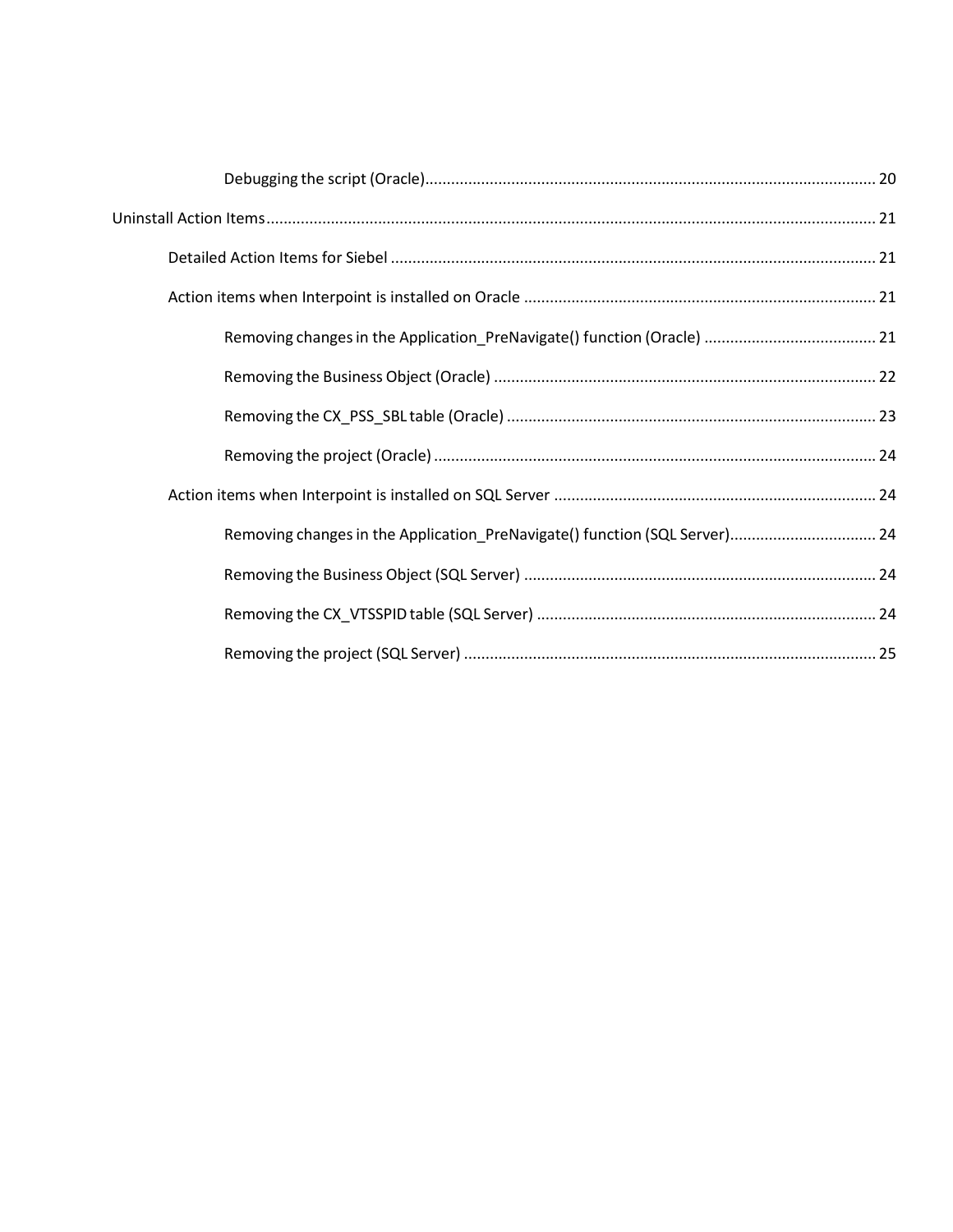- Debugging the script (Oracle) ..... 20

Uninstall Action Items ..... 21

- Detailed Action Items for Siebel ..... 21
- Action items when Interpoint is installed on Oracle ..... 21
  - Removing changes in the Application_PreNavigate() function (Oracle) ..... 21
  - Removing the Business Object (Oracle) ..... 22
  - Removing the CX_PSS_SBL table (Oracle) ..... 23
  - Removing the project (Oracle) ..... 24
- Action items when Interpoint is installed on SQL Server ..... 24
  - Removing changes in the Application_PreNavigate() function (SQL Server) ..... 24
  - Removing the Business Object (SQL Server) ..... 24
  - Removing the CX_VTSSPID table (SQL Server) ..... 24
  - Removing the project (SQL Server) ..... 25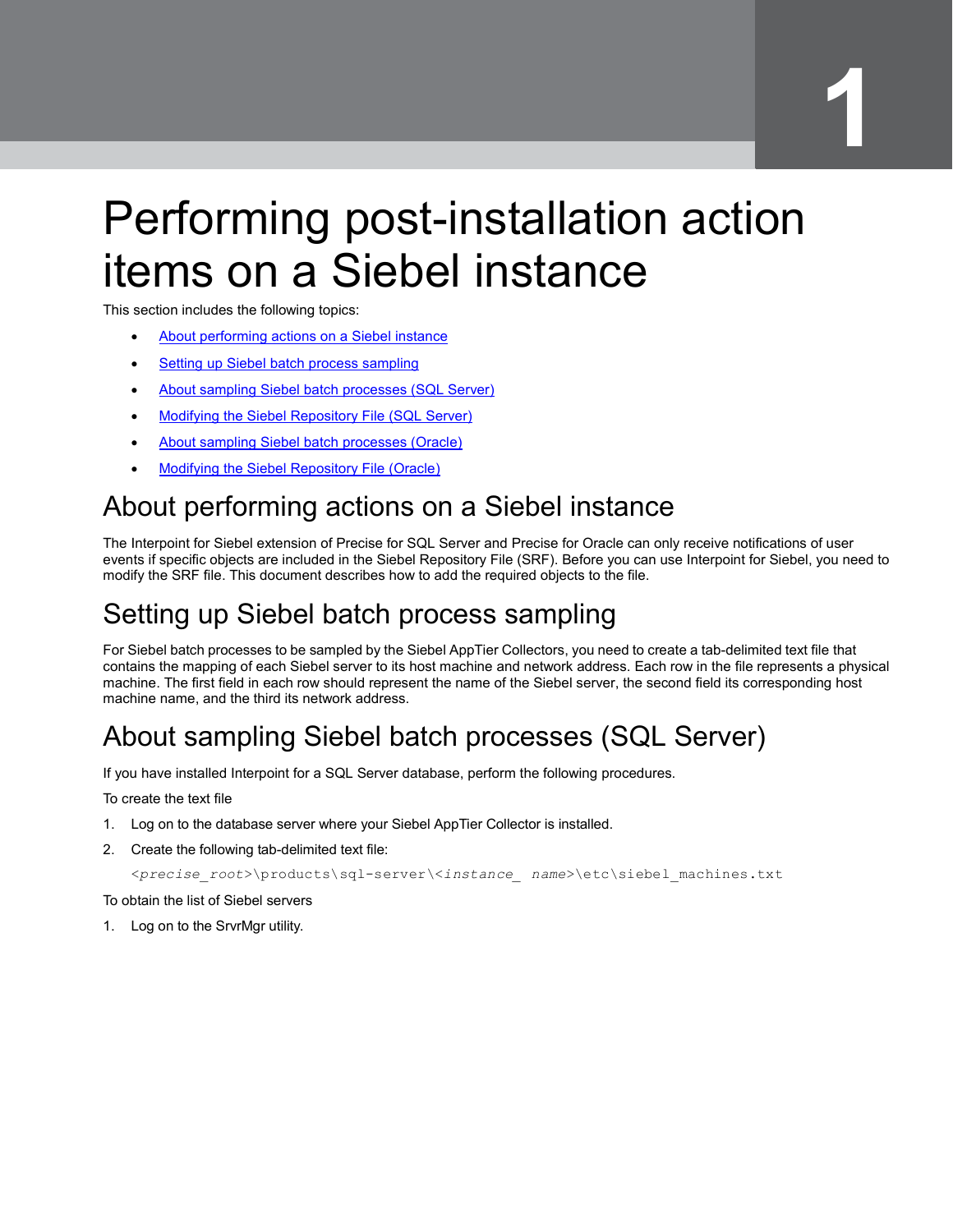# Performing post-installation action items on a Siebel instance

This section includes the following topics:

- About performing actions on a Siebel instance
- Setting up Siebel batch process sampling
- About sampling Siebel batch processes (SQL Server)
- Modifying the Siebel Repository File (SQL Server)
- About sampling Siebel batch processes (Oracle)
- Modifying the Siebel Repository File (Oracle)

## About performing actions on a Siebel instance

The Interpoint for Siebel extension of Precise for SQL Server and Precise for Oracle can only receive notifications of user events if specific objects are included in the Siebel Repository File (SRF). Before you can use Interpoint for Siebel, you need to modify the SRF file. This document describes how to add the required objects to the file.

## Setting up Siebel batch process sampling

For Siebel batch processes to be sampled by the Siebel AppTier Collectors, you need to create a tab-delimited text file that contains the mapping of each Siebel server to its host machine and network address. Each row in the file represents a physical machine. The first field in each row should represent the name of the Siebel server, the second field its corresponding host machine name, and the third its network address.

## About sampling Siebel batch processes (SQL Server)

If you have installed Interpoint for a SQL Server database, perform the following procedures.

To create the text file

1. Log on to the database server where your Siebel AppTier Collector is installed.
2. Create the following tab-delimited text file:

   ```
   <precise_root>\products\sql-server\<instance_ name>\etc\siebel_machines.txt
   ```

To obtain the list of Siebel servers

1. Log on to the SrvrMgr utility.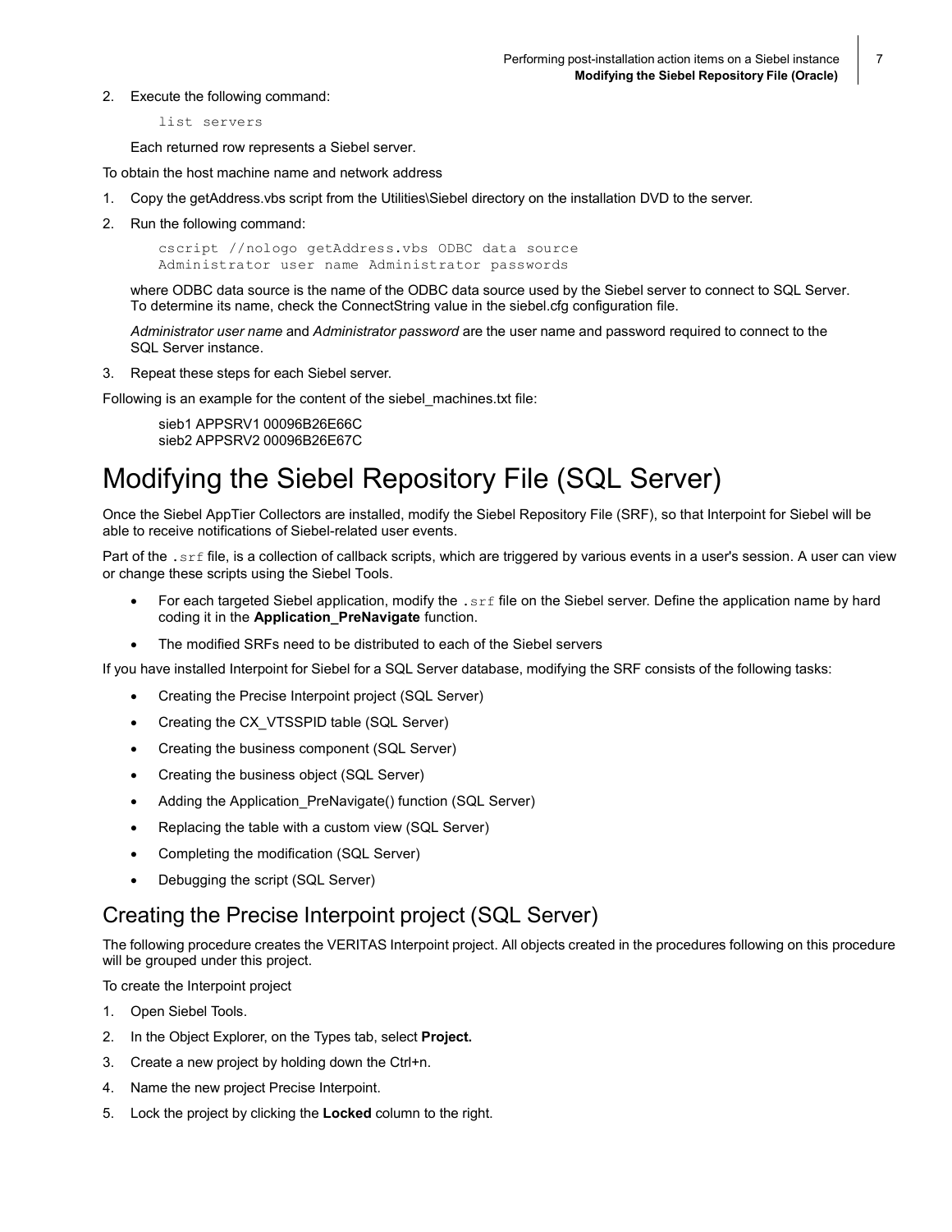2. Execute the following command:

```
list servers
```

Each returned row represents a Siebel server.

To obtain the host machine name and network address

1. Copy the getAddress.vbs script from the Utilities\Siebel directory on the installation DVD to the server.
2. Run the following command:

```
cscript //nologo getAddress.vbs ODBC data source
Administrator user name Administrator passwords
```

where ODBC data source is the name of the ODBC data source used by the Siebel server to connect to SQL Server. To determine its name, check the ConnectString value in the siebel.cfg configuration file.

*Administrator user name* and *Administrator password* are the user name and password required to connect to the SQL Server instance.

3. Repeat these steps for each Siebel server.

Following is an example for the content of the siebel_machines.txt file:

sieb1 APPSRV1 00096B26E66C
sieb2 APPSRV2 00096B26E67C

# Modifying the Siebel Repository File (SQL Server)

Once the Siebel AppTier Collectors are installed, modify the Siebel Repository File (SRF), so that Interpoint for Siebel will be able to receive notifications of Siebel-related user events.

Part of the `.srf` file, is a collection of callback scripts, which are triggered by various events in a user's session. A user can view or change these scripts using the Siebel Tools.

- For each targeted Siebel application, modify the `.srf` file on the Siebel server. Define the application name by hard coding it in the **Application_PreNavigate** function.
- The modified SRFs need to be distributed to each of the Siebel servers

If you have installed Interpoint for Siebel for a SQL Server database, modifying the SRF consists of the following tasks:

- Creating the Precise Interpoint project (SQL Server)
- Creating the CX_VTSSPID table (SQL Server)
- Creating the business component (SQL Server)
- Creating the business object (SQL Server)
- Adding the Application_PreNavigate() function (SQL Server)
- Replacing the table with a custom view (SQL Server)
- Completing the modification (SQL Server)
- Debugging the script (SQL Server)

## Creating the Precise Interpoint project (SQL Server)

The following procedure creates the VERITAS Interpoint project. All objects created in the procedures following on this procedure will be grouped under this project.

To create the Interpoint project

1. Open Siebel Tools.
2. In the Object Explorer, on the Types tab, select **Project.**
3. Create a new project by holding down the Ctrl+n.
4. Name the new project Precise Interpoint.
5. Lock the project by clicking the **Locked** column to the right.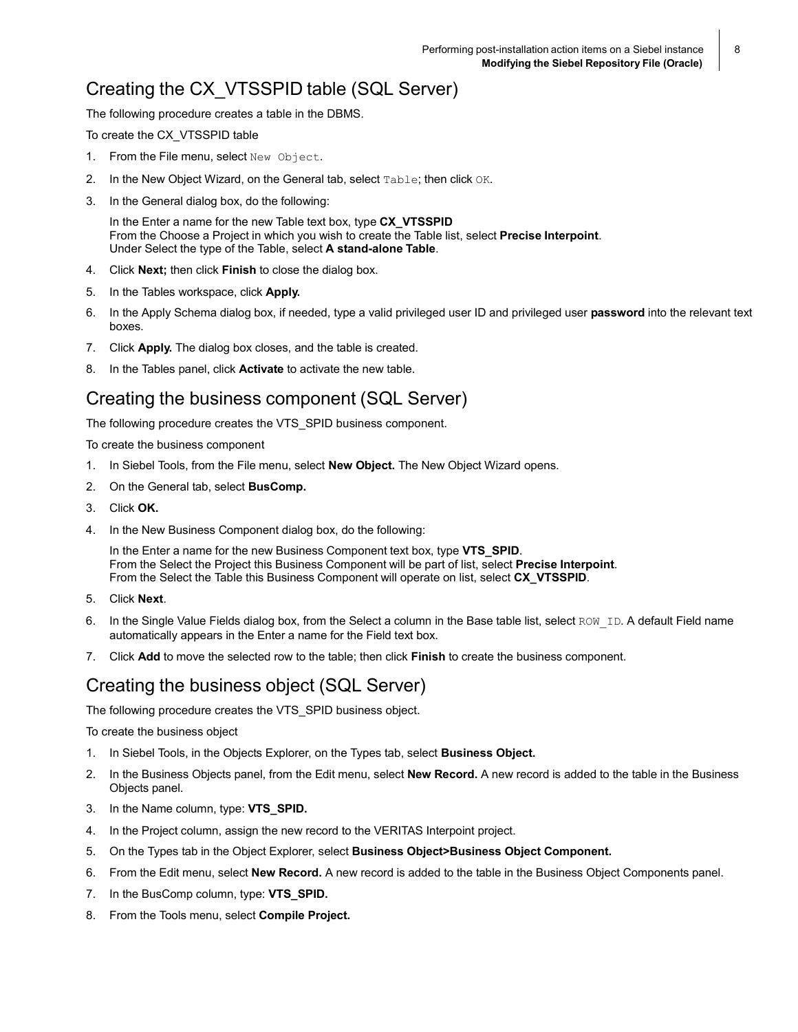## Creating the CX_VTSSPID table (SQL Server)

The following procedure creates a table in the DBMS.

To create the CX_VTSSPID table

1. From the File menu, select `New Object`.
2. In the New Object Wizard, on the General tab, select `Table`; then click `OK`.
3. In the General dialog box, do the following:

   In the Enter a name for the new Table text box, type **CX_VTSSPID**
   From the Choose a Project in which you wish to create the Table list, select **Precise Interpoint**.
   Under Select the type of the Table, select **A stand-alone Table**.
4. Click **Next;** then click **Finish** to close the dialog box.
5. In the Tables workspace, click **Apply.**
6. In the Apply Schema dialog box, if needed, type a valid privileged user ID and privileged user **password** into the relevant text boxes.
7. Click **Apply.** The dialog box closes, and the table is created.
8. In the Tables panel, click **Activate** to activate the new table.

## Creating the business component (SQL Server)

The following procedure creates the VTS_SPID business component.

To create the business component

1. In Siebel Tools, from the File menu, select **New Object.** The New Object Wizard opens.
2. On the General tab, select **BusComp.**
3. Click **OK.**
4. In the New Business Component dialog box, do the following:

   In the Enter a name for the new Business Component text box, type **VTS_SPID**.
   From the Select the Project this Business Component will be part of list, select **Precise Interpoint**.
   From the Select the Table this Business Component will operate on list, select **CX_VTSSPID**.
5. Click **Next**.
6. In the Single Value Fields dialog box, from the Select a column in the Base table list, select `ROW_ID`. A default Field name automatically appears in the Enter a name for the Field text box.
7. Click **Add** to move the selected row to the table; then click **Finish** to create the business component.

## Creating the business object (SQL Server)

The following procedure creates the VTS_SPID business object.

To create the business object

1. In Siebel Tools, in the Objects Explorer, on the Types tab, select **Business Object.**
2. In the Business Objects panel, from the Edit menu, select **New Record.** A new record is added to the table in the Business Objects panel.
3. In the Name column, type: **VTS_SPID.**
4. In the Project column, assign the new record to the VERITAS Interpoint project.
5. On the Types tab in the Object Explorer, select **Business Object>Business Object Component.**
6. From the Edit menu, select **New Record.** A new record is added to the table in the Business Object Components panel.
7. In the BusComp column, type: **VTS_SPID.**
8. From the Tools menu, select **Compile Project.**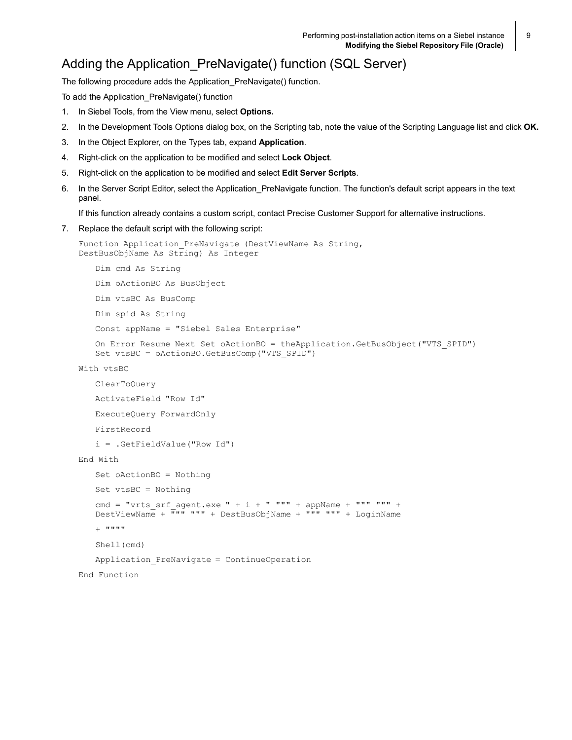# Adding the Application_PreNavigate() function (SQL Server)

The following procedure adds the Application_PreNavigate() function.

To add the Application_PreNavigate() function

1. In Siebel Tools, from the View menu, select **Options.**
2. In the Development Tools Options dialog box, on the Scripting tab, note the value of the Scripting Language list and click **OK.**
3. In the Object Explorer, on the Types tab, expand **Application**.
4. Right-click on the application to be modified and select **Lock Object**.
5. Right-click on the application to be modified and select **Edit Server Scripts**.
6. In the Server Script Editor, select the Application_PreNavigate function. The function's default script appears in the text panel.

   If this function already contains a custom script, contact Precise Customer Support for alternative instructions.

7. Replace the default script with the following script:

```
Function Application_PreNavigate (DestViewName As String,
DestBusObjName As String) As Integer

    Dim cmd As String

    Dim oActionBO As BusObject

    Dim vtsBC As BusComp

    Dim spid As String

    Const appName = "Siebel Sales Enterprise"

    On Error Resume Next Set oActionBO = theApplication.GetBusObject("VTS_SPID")
    Set vtsBC = oActionBO.GetBusComp("VTS_SPID")

With vtsBC

    ClearToQuery

    ActivateField "Row Id"

    ExecuteQuery ForwardOnly

    FirstRecord

    i = .GetFieldValue("Row Id")

End With

    Set oActionBO = Nothing

    Set vtsBC = Nothing

    cmd = "vrts_srf_agent.exe " + i + " """ + appName + """ """ +
    DestViewName + """ """ + DestBusObjName + """ """ + LoginName

    + """"

    Shell(cmd)

    Application_PreNavigate = ContinueOperation

End Function
```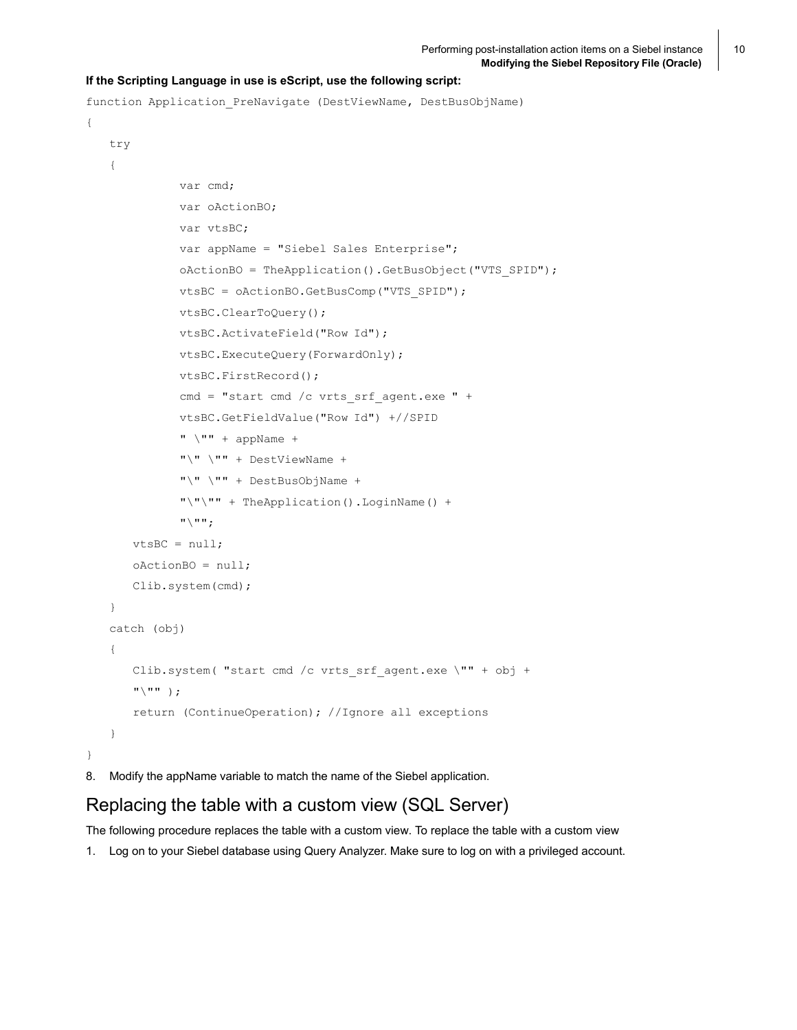**If the Scripting Language in use is eScript, use the following script:**

```
function Application_PreNavigate (DestViewName, DestBusObjName)
{
   try
   {
            var cmd;
            var oActionBO;
            var vtsBC;
            var appName = "Siebel Sales Enterprise";
            oActionBO = TheApplication().GetBusObject("VTS_SPID");
            vtsBC = oActionBO.GetBusComp("VTS_SPID");
            vtsBC.ClearToQuery();
            vtsBC.ActivateField("Row Id");
            vtsBC.ExecuteQuery(ForwardOnly);
            vtsBC.FirstRecord();
            cmd = "start cmd /c vrts_srf_agent.exe " +
            vtsBC.GetFieldValue("Row Id") +//SPID
            " \"" + appName +
            "\" \"" + DestViewName +
            "\" \"" + DestBusObjName +
            "\"\"" + TheApplication().LoginName() +
            "\"";
      vtsBC = null;
      oActionBO = null;
      Clib.system(cmd);
   }
   catch (obj)
   {
      Clib.system( "start cmd /c vrts_srf_agent.exe \"" + obj +
      "\"" );
      return (ContinueOperation); //Ignore all exceptions
   }
}
```

8. Modify the appName variable to match the name of the Siebel application.

## Replacing the table with a custom view (SQL Server)

The following procedure replaces the table with a custom view. To replace the table with a custom view

1. Log on to your Siebel database using Query Analyzer. Make sure to log on with a privileged account.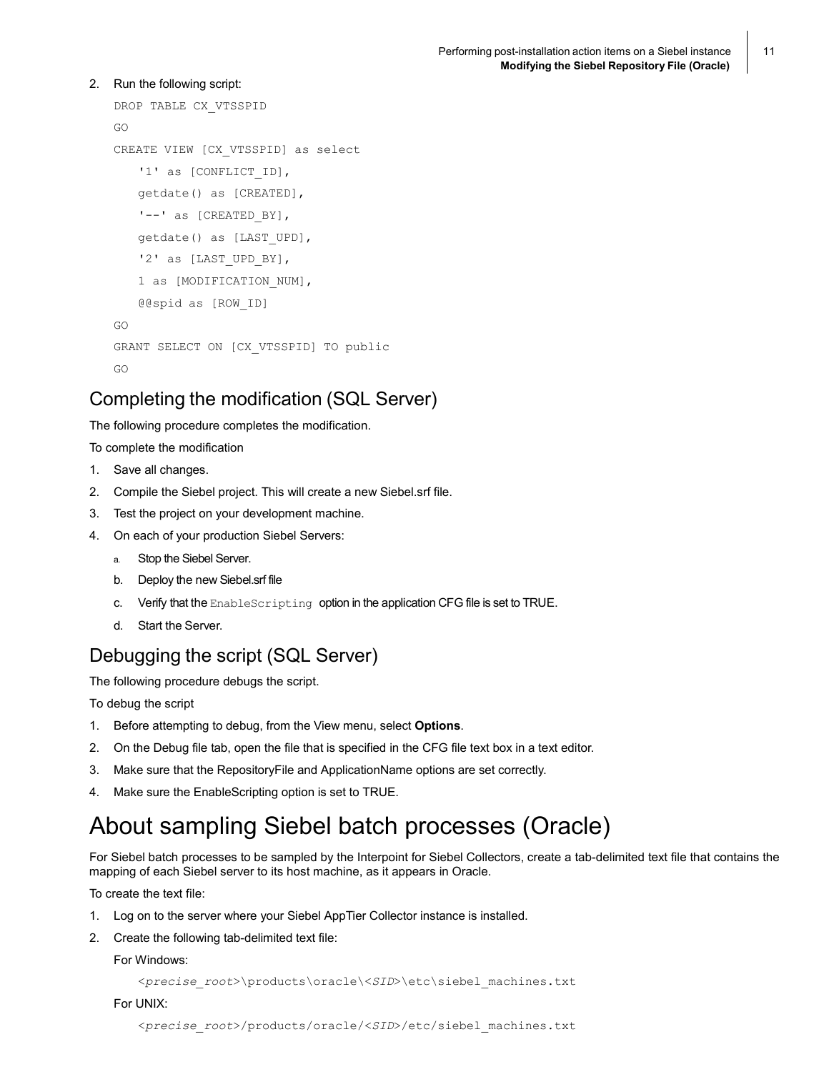2. Run the following script:

```
DROP TABLE CX_VTSSPID
GO
CREATE VIEW [CX_VTSSPID] as select
   '1' as [CONFLICT_ID],
   getdate() as [CREATED],
   '--' as [CREATED_BY],
   getdate() as [LAST_UPD],
   '2' as [LAST_UPD_BY],
   1 as [MODIFICATION_NUM],
   @@spid as [ROW_ID]
GO
GRANT SELECT ON [CX_VTSSPID] TO public
GO
```

## Completing the modification (SQL Server)

The following procedure completes the modification.

To complete the modification

1. Save all changes.
2. Compile the Siebel project. This will create a new Siebel.srf file.
3. Test the project on your development machine.
4. On each of your production Siebel Servers:
   a. Stop the Siebel Server.
   b. Deploy the new Siebel.srf file
   c. Verify that the `EnableScripting` option in the application CFG file is set to TRUE.
   d. Start the Server.

## Debugging the script (SQL Server)

The following procedure debugs the script.

To debug the script

1. Before attempting to debug, from the View menu, select **Options**.
2. On the Debug file tab, open the file that is specified in the CFG file text box in a text editor.
3. Make sure that the RepositoryFile and ApplicationName options are set correctly.
4. Make sure the EnableScripting option is set to TRUE.

# About sampling Siebel batch processes (Oracle)

For Siebel batch processes to be sampled by the Interpoint for Siebel Collectors, create a tab-delimited text file that contains the mapping of each Siebel server to its host machine, as it appears in Oracle.

To create the text file:

1. Log on to the server where your Siebel AppTier Collector instance is installed.
2. Create the following tab-delimited text file:

   For Windows:

   ```
   <precise_root>\products\oracle\<SID>\etc\siebel_machines.txt
   ```

   For UNIX:

   ```
   <precise_root>/products/oracle/<SID>/etc/siebel_machines.txt
   ```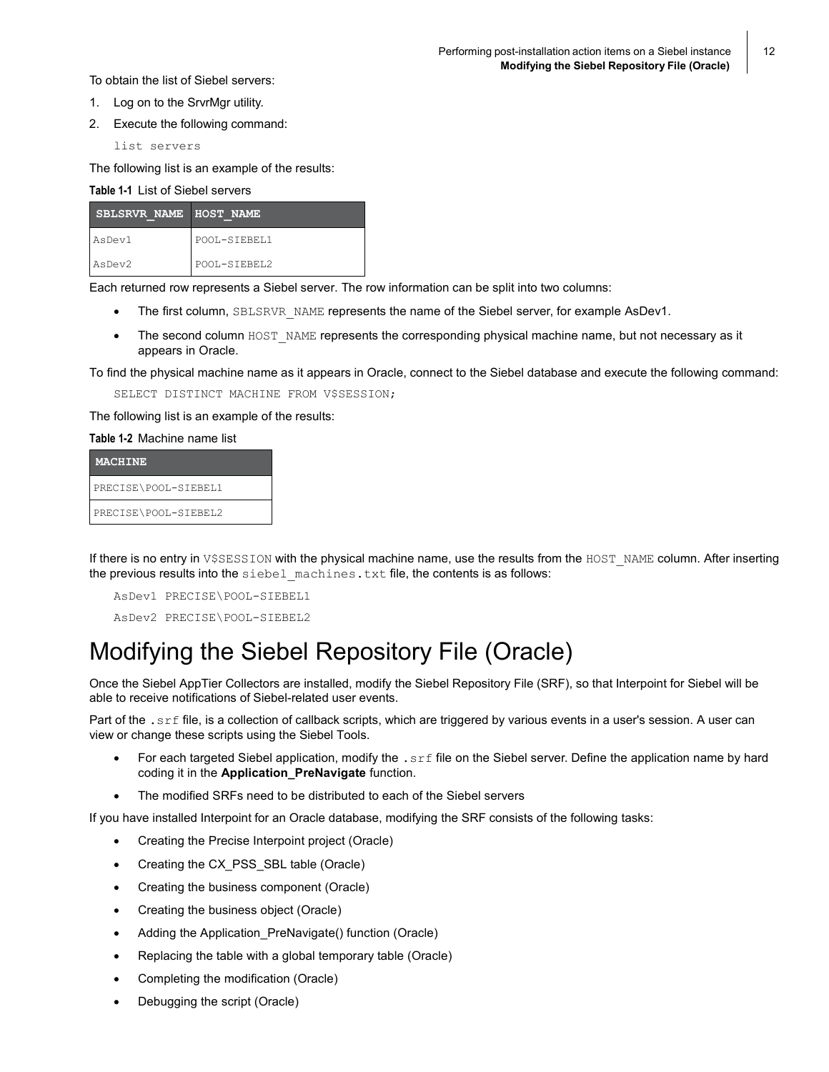To obtain the list of Siebel servers:

1. Log on to the SrvrMgr utility.
2. Execute the following command:

```
list servers
```

The following list is an example of the results:

**Table 1-1** List of Siebel servers

| SBLSRVR_NAME | HOST_NAME |
|---|---|
| AsDev1 | POOL-SIEBEL1 |
| AsDev2 | POOL-SIEBEL2 |

Each returned row represents a Siebel server. The row information can be split into two columns:

- The first column, `SBLSRVR_NAME` represents the name of the Siebel server, for example AsDev1.
- The second column `HOST_NAME` represents the corresponding physical machine name, but not necessary as it appears in Oracle.

To find the physical machine name as it appears in Oracle, connect to the Siebel database and execute the following command:

```
SELECT DISTINCT MACHINE FROM V$SESSION;
```

The following list is an example of the results:

**Table 1-2** Machine name list

| MACHINE |
|---|
| PRECISE\POOL-SIEBEL1 |
| PRECISE\POOL-SIEBEL2 |

If there is no entry in `V$SESSION` with the physical machine name, use the results from the `HOST_NAME` column. After inserting the previous results into the `siebel_machines.txt` file, the contents is as follows:

```
AsDev1 PRECISE\POOL-SIEBEL1
AsDev2 PRECISE\POOL-SIEBEL2
```

# Modifying the Siebel Repository File (Oracle)

Once the Siebel AppTier Collectors are installed, modify the Siebel Repository File (SRF), so that Interpoint for Siebel will be able to receive notifications of Siebel-related user events.

Part of the `.srf` file, is a collection of callback scripts, which are triggered by various events in a user's session. A user can view or change these scripts using the Siebel Tools.

- For each targeted Siebel application, modify the `.srf` file on the Siebel server. Define the application name by hard coding it in the **Application_PreNavigate** function.
- The modified SRFs need to be distributed to each of the Siebel servers

If you have installed Interpoint for an Oracle database, modifying the SRF consists of the following tasks:

- Creating the Precise Interpoint project (Oracle)
- Creating the CX_PSS_SBL table (Oracle)
- Creating the business component (Oracle)
- Creating the business object (Oracle)
- Adding the Application_PreNavigate() function (Oracle)
- Replacing the table with a global temporary table (Oracle)
- Completing the modification (Oracle)
- Debugging the script (Oracle)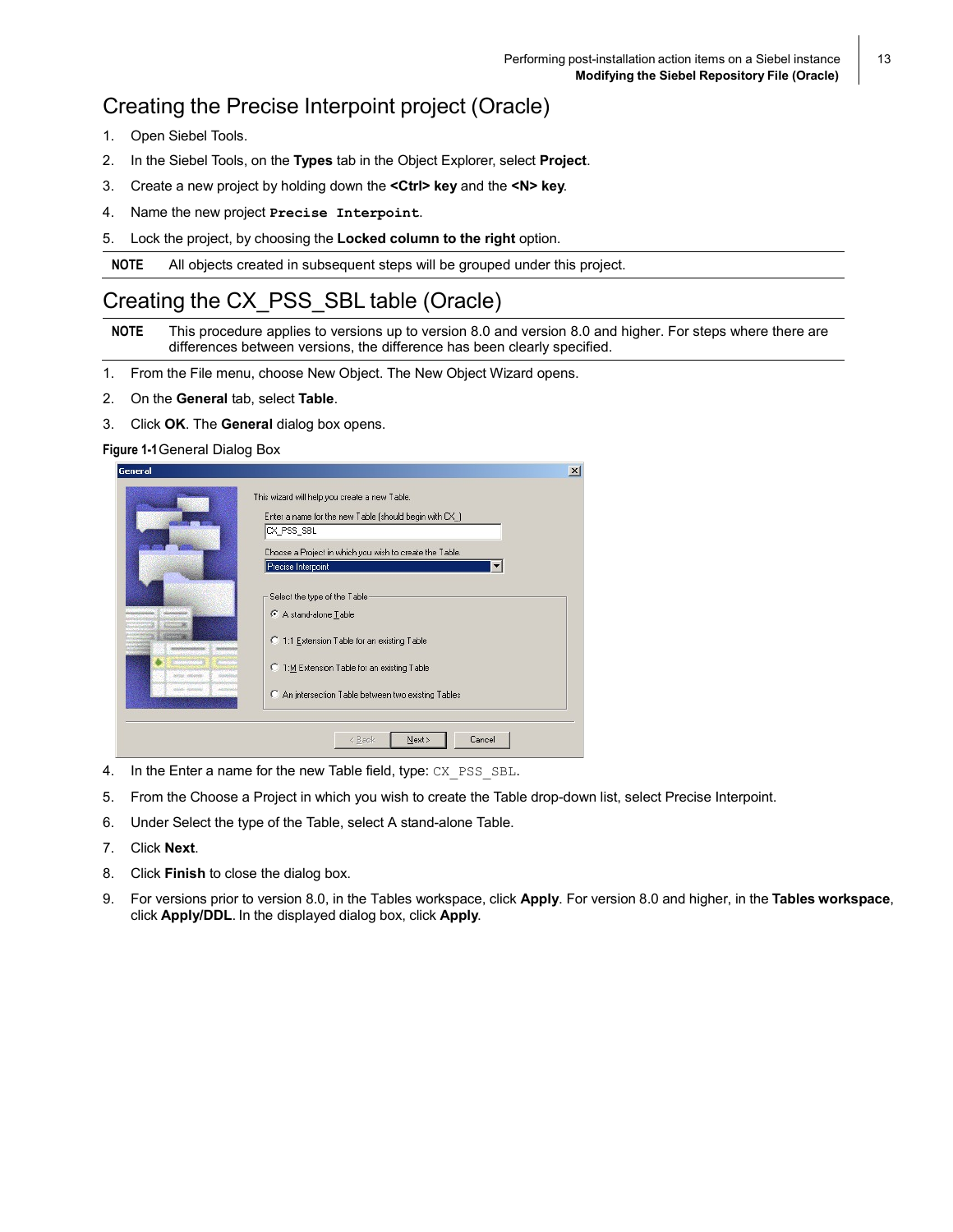## Creating the Precise Interpoint project (Oracle)

1. Open Siebel Tools.
2. In the Siebel Tools, on the **Types** tab in the Object Explorer, select **Project**.
3. Create a new project by holding down the **<Ctrl> key** and the **<N> key**.
4. Name the new project `Precise Interpoint`.
5. Lock the project, by choosing the **Locked column to the right** option.

**NOTE** All objects created in subsequent steps will be grouped under this project.

## Creating the CX_PSS_SBL table (Oracle)

**NOTE** This procedure applies to versions up to version 8.0 and version 8.0 and higher. For steps where there are differences between versions, the difference has been clearly specified.

1. From the File menu, choose New Object. The New Object Wizard opens.
2. On the **General** tab, select **Table**.
3. Click **OK**. The **General** dialog box opens.

**Figure 1-1** General Dialog Box

4. In the Enter a name for the new Table field, type: `CX_PSS_SBL`.
5. From the Choose a Project in which you wish to create the Table drop-down list, select Precise Interpoint.
6. Under Select the type of the Table, select A stand-alone Table.
7. Click **Next**.
8. Click **Finish** to close the dialog box.
9. For versions prior to version 8.0, in the Tables workspace, click **Apply**. For version 8.0 and higher, in the **Tables workspace**, click **Apply/DDL**. In the displayed dialog box, click **Apply**.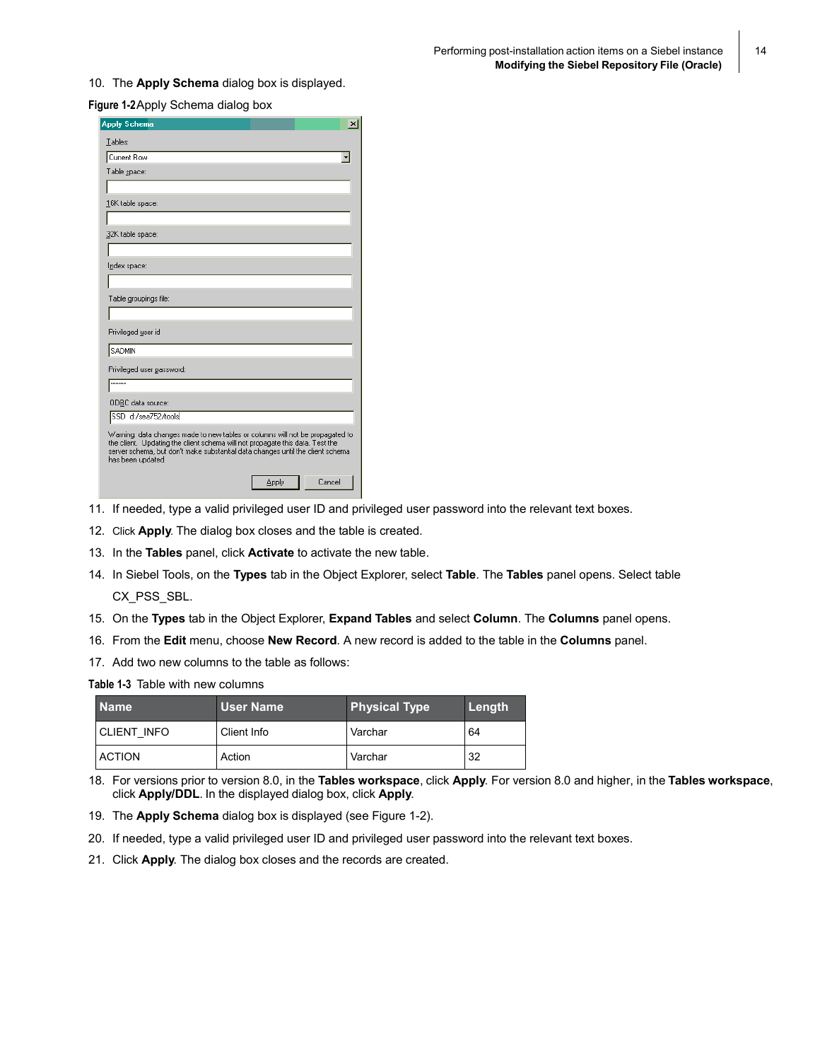10. The **Apply Schema** dialog box is displayed.

**Figure 1-2** Apply Schema dialog box

11. If needed, type a valid privileged user ID and privileged user password into the relevant text boxes.
12. Click **Apply**. The dialog box closes and the table is created.
13. In the **Tables** panel, click **Activate** to activate the new table.
14. In Siebel Tools, on the **Types** tab in the Object Explorer, select **Table**. The **Tables** panel opens. Select table CX_PSS_SBL.
15. On the **Types** tab in the Object Explorer, **Expand Tables** and select **Column**. The **Columns** panel opens.
16. From the **Edit** menu, choose **New Record**. A new record is added to the table in the **Columns** panel.
17. Add two new columns to the table as follows:

**Table 1-3** Table with new columns

| Name | User Name | Physical Type | Length |
|---|---|---|---|
| CLIENT_INFO | Client Info | Varchar | 64 |
| ACTION | Action | Varchar | 32 |

18. For versions prior to version 8.0, in the **Tables workspace**, click **Apply**. For version 8.0 and higher, in the **Tables workspace**, click **Apply/DDL**. In the displayed dialog box, click **Apply**.
19. The **Apply Schema** dialog box is displayed (see Figure 1-2).
20. If needed, type a valid privileged user ID and privileged user password into the relevant text boxes.
21. Click **Apply**. The dialog box closes and the records are created.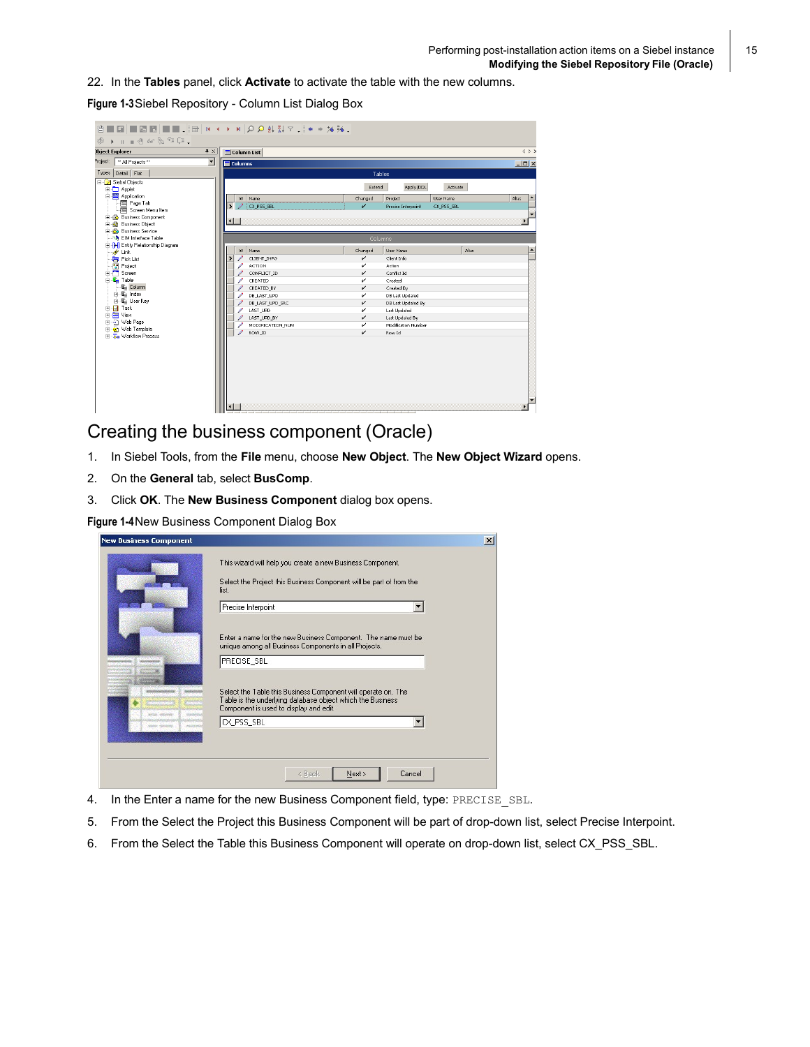22. In the **Tables** panel, click **Activate** to activate the table with the new columns.

**Figure 1-3** Siebel Repository - Column List Dialog Box

## Creating the business component (Oracle)

1. In Siebel Tools, from the **File** menu, choose **New Object**. The **New Object Wizard** opens.
2. On the **General** tab, select **BusComp**.
3. Click **OK**. The **New Business Component** dialog box opens.

**Figure 1-4** New Business Component Dialog Box

4. In the Enter a name for the new Business Component field, type: `PRECISE_SBL`.
5. From the Select the Project this Business Component will be part of drop-down list, select Precise Interpoint.
6. From the Select the Table this Business Component will operate on drop-down list, select CX_PSS_SBL.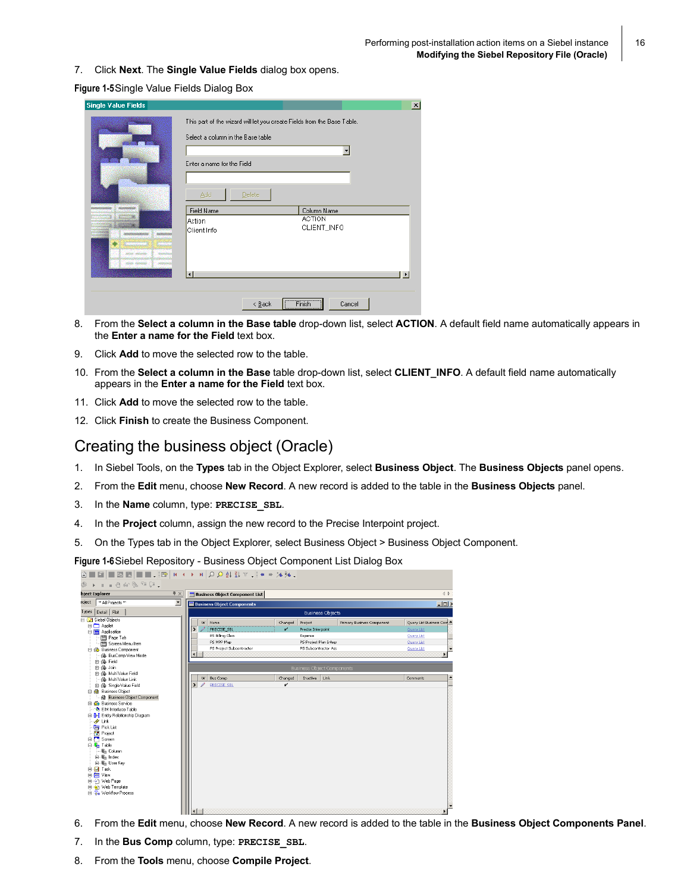7. Click **Next**. The **Single Value Fields** dialog box opens.

**Figure 1-5** Single Value Fields Dialog Box

8. From the **Select a column in the Base table** drop-down list, select **ACTION**. A default field name automatically appears in the **Enter a name for the Field** text box.

9. Click **Add** to move the selected row to the table.

10. From the **Select a column in the Base** table drop-down list, select **CLIENT_INFO**. A default field name automatically appears in the **Enter a name for the Field** text box.

11. Click **Add** to move the selected row to the table.

12. Click **Finish** to create the Business Component.

## Creating the business object (Oracle)

1. In Siebel Tools, on the **Types** tab in the Object Explorer, select **Business Object**. The **Business Objects** panel opens.

2. From the **Edit** menu, choose **New Record**. A new record is added to the table in the **Business Objects** panel.

3. In the **Name** column, type: **`PRECISE_SBL`**.

4. In the **Project** column, assign the new record to the Precise Interpoint project.

5. On the Types tab in the Object Explorer, select Business Object > Business Object Component.

**Figure 1-6** Siebel Repository - Business Object Component List Dialog Box

6. From the **Edit** menu, choose **New Record**. A new record is added to the table in the **Business Object Components Panel**.

7. In the **Bus Comp** column, type: **`PRECISE_SBL`**.

8. From the **Tools** menu, choose **Compile Project**.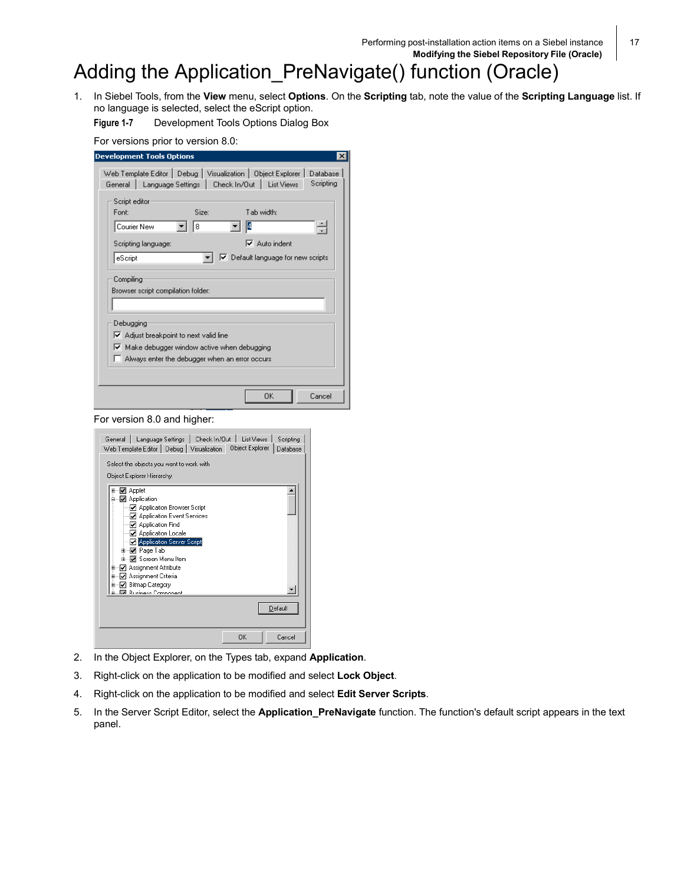# Adding the Application_PreNavigate() function (Oracle)

1. In Siebel Tools, from the **View** menu, select **Options**. On the **Scripting** tab, note the value of the **Scripting Language** list. If no language is selected, select the eScript option.

   **Figure 1-7** Development Tools Options Dialog Box

   For versions prior to version 8.0:

   For version 8.0 and higher:

2. In the Object Explorer, on the Types tab, expand **Application**.
3. Right-click on the application to be modified and select **Lock Object**.
4. Right-click on the application to be modified and select **Edit Server Scripts**.
5. In the Server Script Editor, select the **Application_PreNavigate** function. The function's default script appears in the text panel.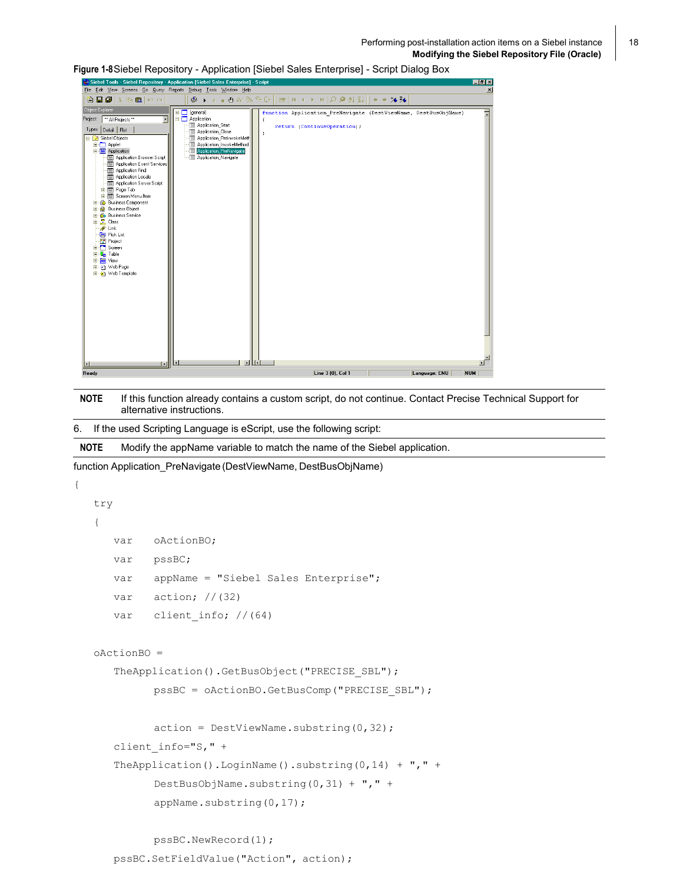Figure 1-8 Siebel Repository - Application [Siebel Sales Enterprise] - Script Dialog Box

**NOTE** If this function already contains a custom script, do not continue. Contact Precise Technical Support for alternative instructions.

6. If the used Scripting Language is eScript, use the following script:

**NOTE** Modify the appName variable to match the name of the Siebel application.

function Application_PreNavigate (DestViewName, DestBusObjName)

```
{
   try
   {
      var   oActionBO;
      var   pssBC;
      var   appName = "Siebel Sales Enterprise";
      var   action; //(32)
      var   client_info; //(64)

   oActionBO =
      TheApplication().GetBusObject("PRECISE_SBL");
            pssBC = oActionBO.GetBusComp("PRECISE_SBL");

            action = DestViewName.substring(0,32);
      client_info="S," +
      TheApplication().LoginName().substring(0,14) + "," +
            DestBusObjName.substring(0,31) + "," +
            appName.substring(0,17);

            pssBC.NewRecord(1);
      pssBC.SetFieldValue("Action", action);
```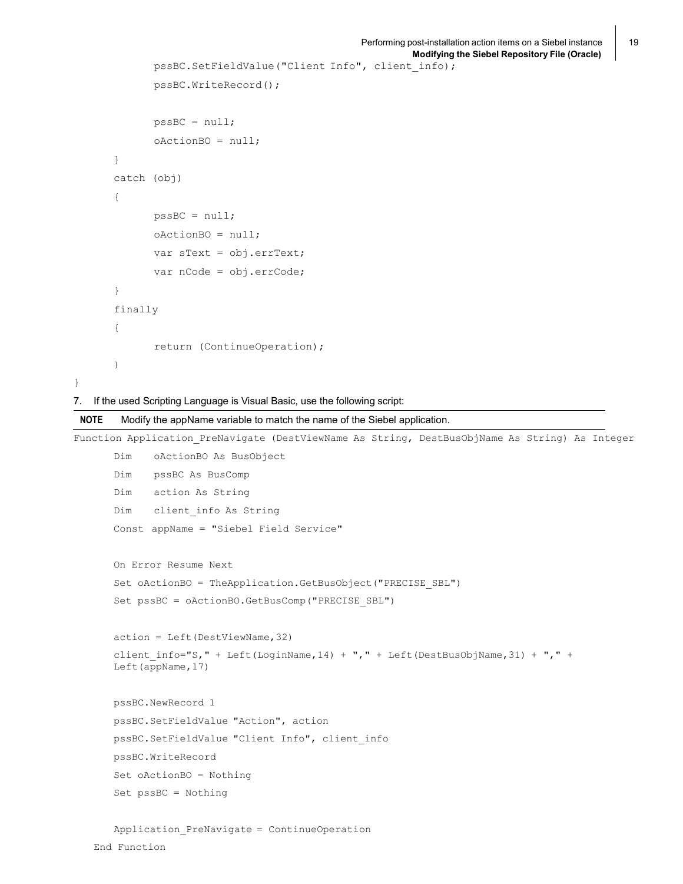```
        pssBC.SetFieldValue("Client Info", client_info);
        pssBC.WriteRecord();

        pssBC = null;
        oActionBO = null;
    }
    catch (obj)
    {
        pssBC = null;
        oActionBO = null;
        var sText = obj.errText;
        var nCode = obj.errCode;
    }
    finally
    {
        return (ContinueOperation);
    }
}
```

7. If the used Scripting Language is Visual Basic, use the following script:

**NOTE** Modify the appName variable to match the name of the Siebel application.

```
Function Application_PreNavigate (DestViewName As String, DestBusObjName As String) As Integer
    Dim    oActionBO As BusObject
    Dim    pssBC As BusComp
    Dim    action As String
    Dim    client_info As String
    Const  appName = "Siebel Field Service"

    On Error Resume Next
    Set oActionBO = TheApplication.GetBusObject("PRECISE_SBL")
    Set pssBC = oActionBO.GetBusComp("PRECISE_SBL")

    action = Left(DestViewName,32)
    client_info="S," + Left(LoginName,14) + "," + Left(DestBusObjName,31) + "," +
    Left(appName,17)

    pssBC.NewRecord 1
    pssBC.SetFieldValue "Action", action
    pssBC.SetFieldValue "Client Info", client_info
    pssBC.WriteRecord
    Set oActionBO = Nothing
    Set pssBC = Nothing

    Application_PreNavigate = ContinueOperation
End Function
```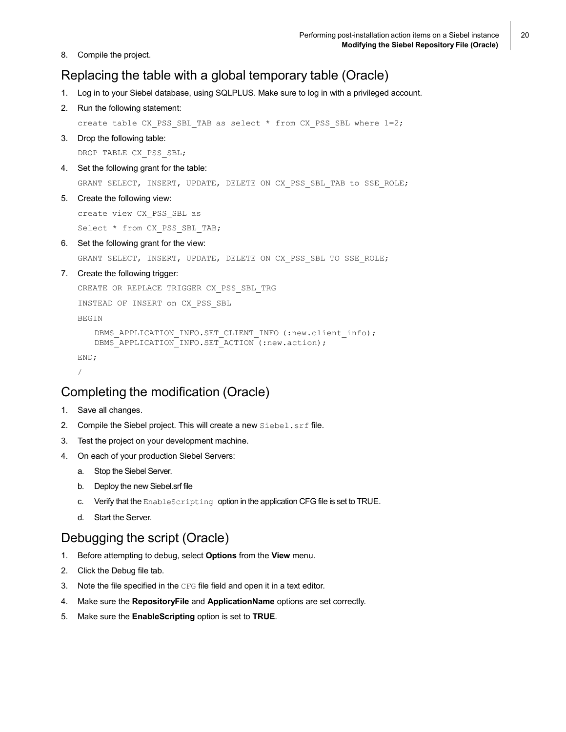8. Compile the project.

## Replacing the table with a global temporary table (Oracle)

1. Log in to your Siebel database, using SQLPLUS. Make sure to log in with a privileged account.
2. Run the following statement:

   ```
   create table CX_PSS_SBL_TAB as select * from CX_PSS_SBL where 1=2;
   ```

3. Drop the following table:

   ```
   DROP TABLE CX_PSS_SBL;
   ```

4. Set the following grant for the table:

   ```
   GRANT SELECT, INSERT, UPDATE, DELETE ON CX_PSS_SBL_TAB to SSE_ROLE;
   ```

5. Create the following view:

   ```
   create view CX_PSS_SBL as
   Select * from CX_PSS_SBL_TAB;
   ```

6. Set the following grant for the view:

   ```
   GRANT SELECT, INSERT, UPDATE, DELETE ON CX_PSS_SBL TO SSE_ROLE;
   ```

7. Create the following trigger:

   ```
   CREATE OR REPLACE TRIGGER CX_PSS_SBL_TRG
   INSTEAD OF INSERT on CX_PSS_SBL
   BEGIN
       DBMS_APPLICATION_INFO.SET_CLIENT_INFO (:new.client_info);
       DBMS_APPLICATION_INFO.SET_ACTION (:new.action);
   END;
   /
   ```

## Completing the modification (Oracle)

1. Save all changes.
2. Compile the Siebel project. This will create a new `Siebel.srf` file.
3. Test the project on your development machine.
4. On each of your production Siebel Servers:
   a. Stop the Siebel Server.
   b. Deploy the new Siebel.srf file
   c. Verify that the `EnableScripting` option in the application CFG file is set to TRUE.
   d. Start the Server.

## Debugging the script (Oracle)

1. Before attempting to debug, select **Options** from the **View** menu.
2. Click the Debug file tab.
3. Note the file specified in the `CFG` file field and open it in a text editor.
4. Make sure the **RepositoryFile** and **ApplicationName** options are set correctly.
5. Make sure the **EnableScripting** option is set to **TRUE**.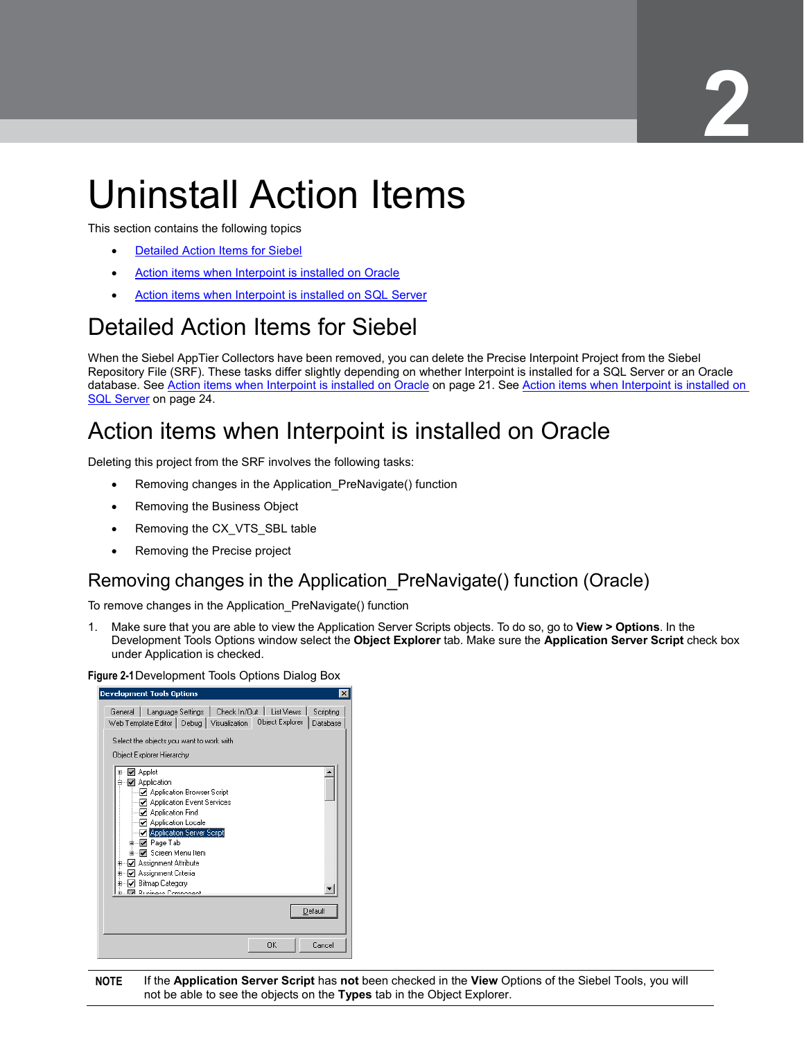# Uninstall Action Items

This section contains the following topics

- Detailed Action Items for Siebel
- Action items when Interpoint is installed on Oracle
- Action items when Interpoint is installed on SQL Server

## Detailed Action Items for Siebel

When the Siebel AppTier Collectors have been removed, you can delete the Precise Interpoint Project from the Siebel Repository File (SRF). These tasks differ slightly depending on whether Interpoint is installed for a SQL Server or an Oracle database. See Action items when Interpoint is installed on Oracle on page 21. See Action items when Interpoint is installed on SQL Server on page 24.

## Action items when Interpoint is installed on Oracle

Deleting this project from the SRF involves the following tasks:

- Removing changes in the Application_PreNavigate() function
- Removing the Business Object
- Removing the CX_VTS_SBL table
- Removing the Precise project

### Removing changes in the Application_PreNavigate() function (Oracle)

To remove changes in the Application_PreNavigate() function

1. Make sure that you are able to view the Application Server Scripts objects. To do so, go to **View > Options**. In the Development Tools Options window select the **Object Explorer** tab. Make sure the **Application Server Script** check box under Application is checked.

**Figure 2-1** Development Tools Options Dialog Box

**NOTE** If the **Application Server Script** has **not** been checked in the **View** Options of the Siebel Tools, you will not be able to see the objects on the **Types** tab in the Object Explorer.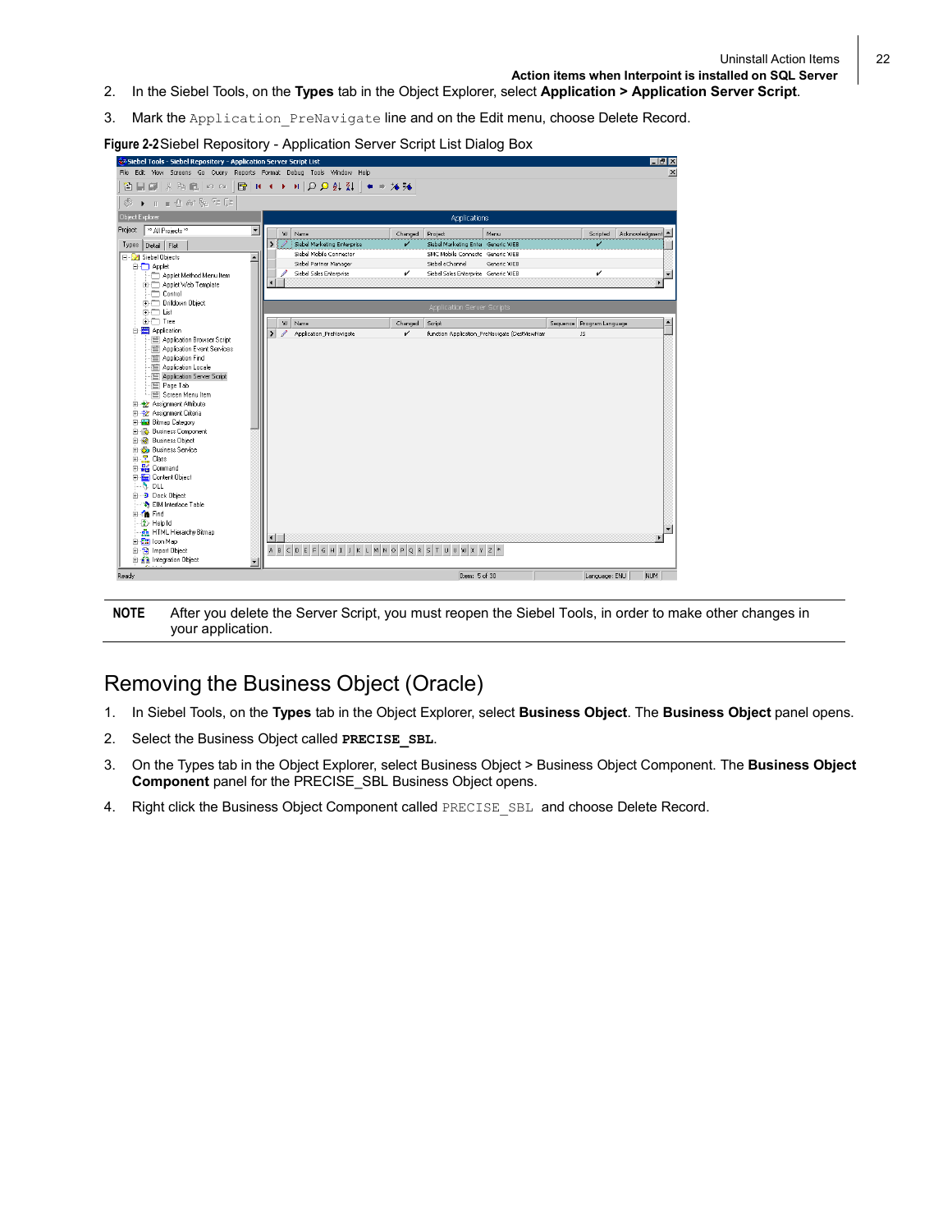2. In the Siebel Tools, on the **Types** tab in the Object Explorer, select **Application > Application Server Script**.

3. Mark the `Application_PreNavigate` line and on the Edit menu, choose Delete Record.

**Figure 2-2** Siebel Repository - Application Server Script List Dialog Box

**NOTE** After you delete the Server Script, you must reopen the Siebel Tools, in order to make other changes in your application.

## Removing the Business Object (Oracle)

1. In Siebel Tools, on the **Types** tab in the Object Explorer, select **Business Object**. The **Business Object** panel opens.

2. Select the Business Object called **`PRECISE_SBL`**.

3. On the Types tab in the Object Explorer, select Business Object > Business Object Component. The **Business Object Component** panel for the PRECISE_SBL Business Object opens.

4. Right click the Business Object Component called `PRECISE_SBL` and choose Delete Record.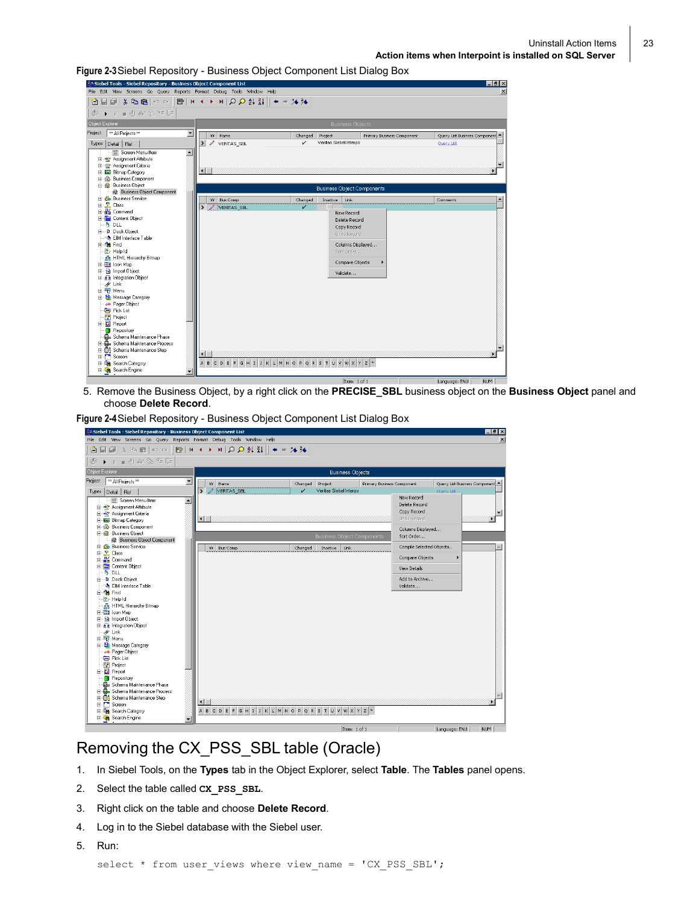**Figure 2-3** Siebel Repository - Business Object Component List Dialog Box

5. Remove the Business Object, by a right click on the **PRECISE_SBL** business object on the **Business Object** panel and choose **Delete Record**.

**Figure 2-4** Siebel Repository - Business Object Component List Dialog Box

# Removing the CX_PSS_SBL table (Oracle)

1. In Siebel Tools, on the **Types** tab in the Object Explorer, select **Table**. The **Tables** panel opens.
2. Select the table called **`CX_PSS_SBL`**.
3. Right click on the table and choose **Delete Record**.
4. Log in to the Siebel database with the Siebel user.
5. Run:

```
select * from user_views where view_name = 'CX_PSS_SBL';
```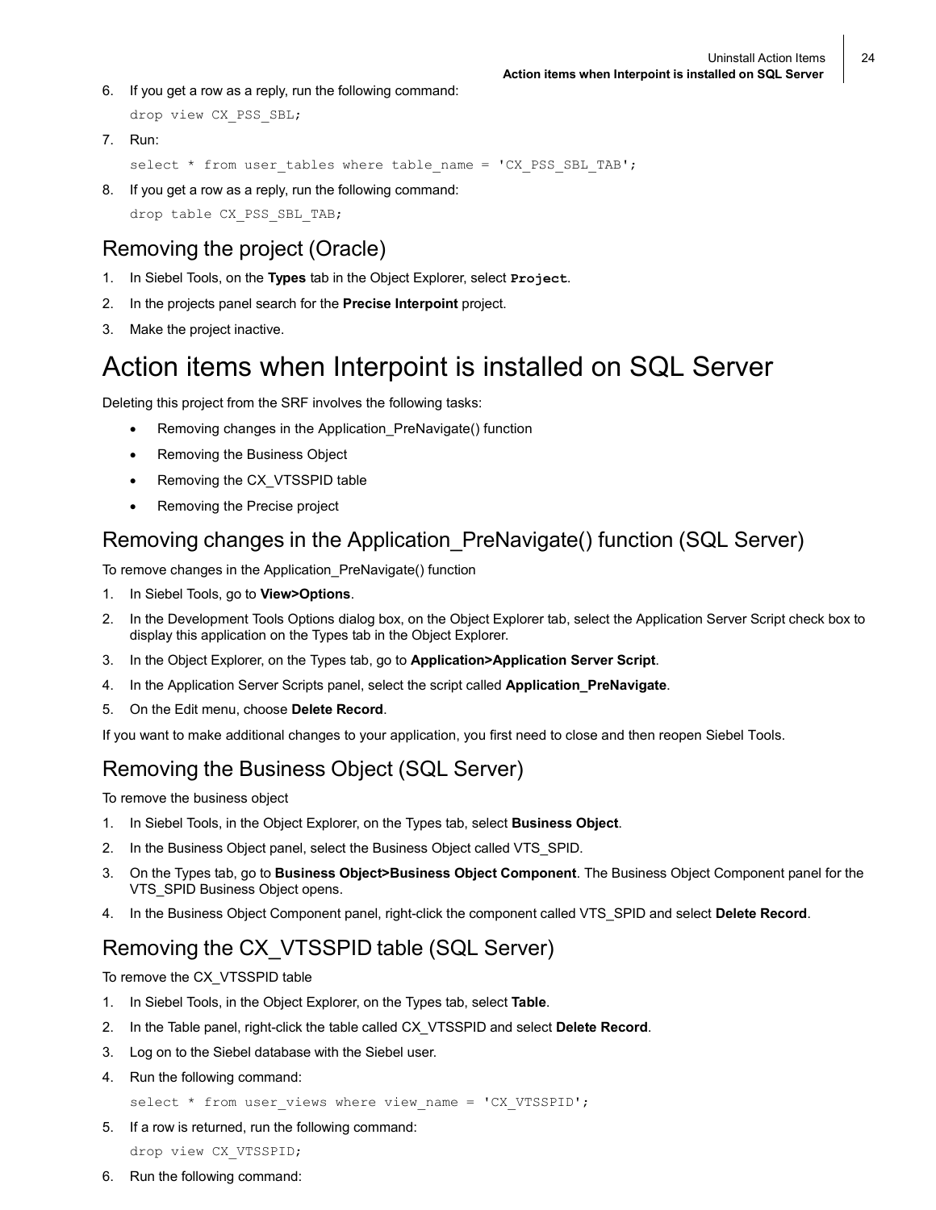6. If you get a row as a reply, run the following command:

   ```
   drop view CX_PSS_SBL;
   ```

7. Run:

   ```
   select * from user_tables where table_name = 'CX_PSS_SBL_TAB';
   ```

8. If you get a row as a reply, run the following command:

   ```
   drop table CX_PSS_SBL_TAB;
   ```

## Removing the project (Oracle)

1. In Siebel Tools, on the **Types** tab in the Object Explorer, select **Project**.
2. In the projects panel search for the **Precise Interpoint** project.
3. Make the project inactive.

# Action items when Interpoint is installed on SQL Server

Deleting this project from the SRF involves the following tasks:

- Removing changes in the Application_PreNavigate() function
- Removing the Business Object
- Removing the CX_VTSSPID table
- Removing the Precise project

## Removing changes in the Application_PreNavigate() function (SQL Server)

To remove changes in the Application_PreNavigate() function

1. In Siebel Tools, go to **View>Options**.
2. In the Development Tools Options dialog box, on the Object Explorer tab, select the Application Server Script check box to display this application on the Types tab in the Object Explorer.
3. In the Object Explorer, on the Types tab, go to **Application>Application Server Script**.
4. In the Application Server Scripts panel, select the script called **Application_PreNavigate**.
5. On the Edit menu, choose **Delete Record**.

If you want to make additional changes to your application, you first need to close and then reopen Siebel Tools.

## Removing the Business Object (SQL Server)

To remove the business object

1. In Siebel Tools, in the Object Explorer, on the Types tab, select **Business Object**.
2. In the Business Object panel, select the Business Object called VTS_SPID.
3. On the Types tab, go to **Business Object>Business Object Component**. The Business Object Component panel for the VTS_SPID Business Object opens.
4. In the Business Object Component panel, right-click the component called VTS_SPID and select **Delete Record**.

## Removing the CX_VTSSPID table (SQL Server)

To remove the CX_VTSSPID table

1. In Siebel Tools, in the Object Explorer, on the Types tab, select **Table**.
2. In the Table panel, right-click the table called CX_VTSSPID and select **Delete Record**.
3. Log on to the Siebel database with the Siebel user.
4. Run the following command:

   ```
   select * from user_views where view_name = 'CX_VTSSPID';
   ```

5. If a row is returned, run the following command:

   ```
   drop view CX_VTSSPID;
   ```

6. Run the following command: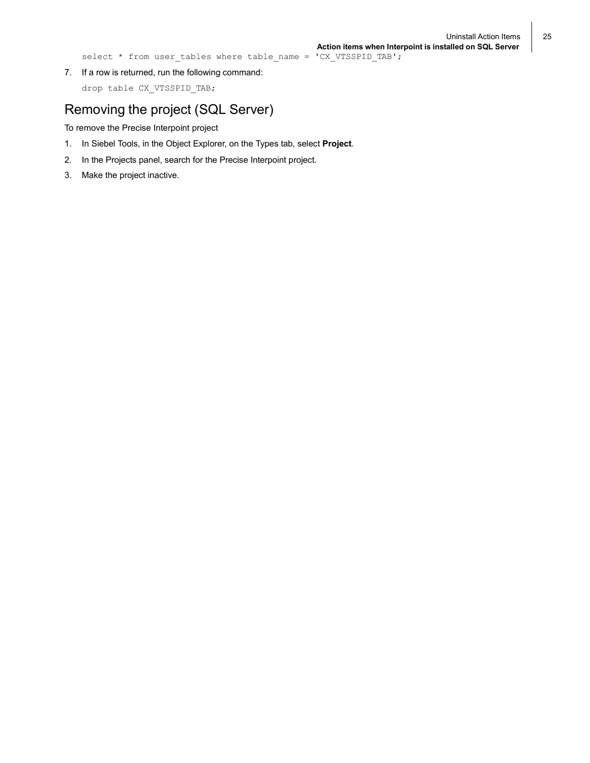```
select * from user_tables where table_name = 'CX_VTSSPID_TAB';
```

7. If a row is returned, run the following command:

```
drop table CX_VTSSPID_TAB;
```

## Removing the project (SQL Server)

To remove the Precise Interpoint project

1. In Siebel Tools, in the Object Explorer, on the Types tab, select **Project**.
2. In the Projects panel, search for the Precise Interpoint project.
3. Make the project inactive.